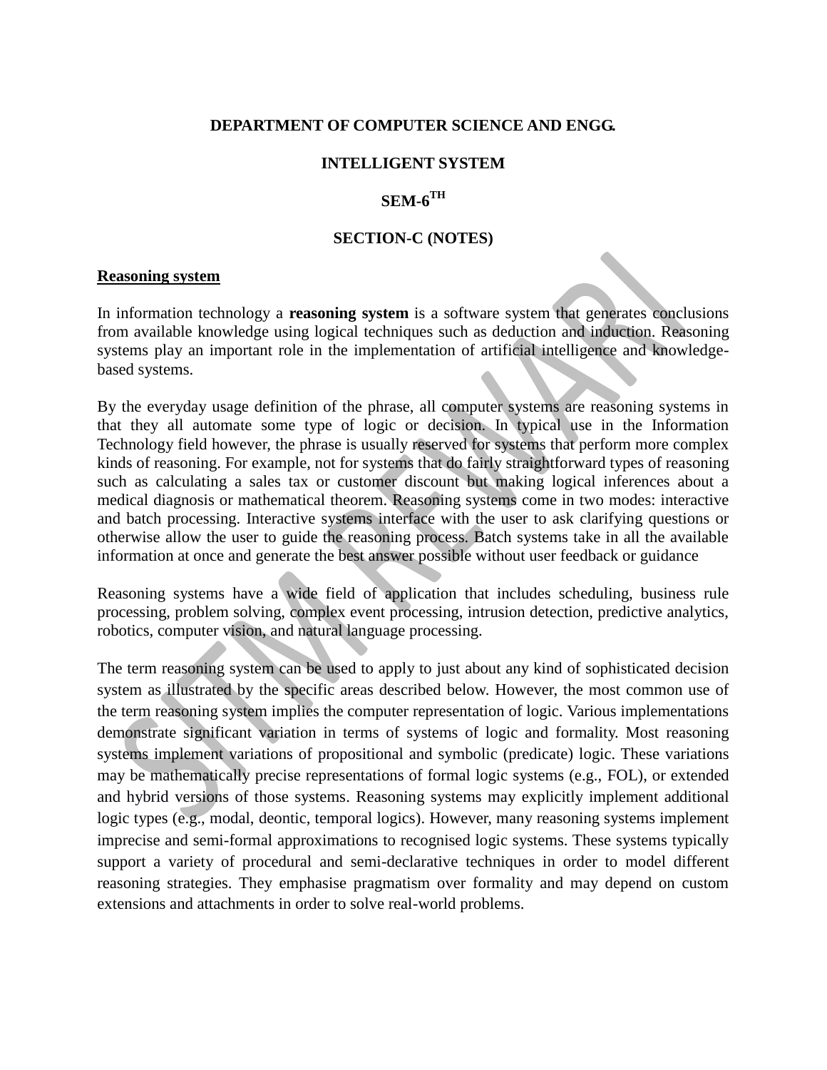**DEPARTMENT OF COMPUTER SCIENCE AND ENGG.**

**INTELLIGENT SYSTEM**

**SEM-6TH**

**SECTION-C (NOTES)**

## Reasoning system

In information technology a **reasoning system** is a software system that generates conclusions from available knowledge using logical techniques such as deduction and induction. Reasoning systems play an important role in the implementation of artificial intelligence and knowledge-based systems.

By the everyday usage definition of the phrase, all computer systems are reasoning systems in that they all automate some type of logic or decision. In typical use in the Information Technology field however, the phrase is usually reserved for systems that perform more complex kinds of reasoning. For example, not for systems that do fairly straightforward types of reasoning such as calculating a sales tax or customer discount but making logical inferences about a medical diagnosis or mathematical theorem. Reasoning systems come in two modes: interactive and batch processing. Interactive systems interface with the user to ask clarifying questions or otherwise allow the user to guide the reasoning process. Batch systems take in all the available information at once and generate the best answer possible without user feedback or guidance

Reasoning systems have a wide field of application that includes scheduling, business rule processing, problem solving, complex event processing, intrusion detection, predictive analytics, robotics, computer vision, and natural language processing.

The term reasoning system can be used to apply to just about any kind of sophisticated decision system as illustrated by the specific areas described below. However, the most common use of the term reasoning system implies the computer representation of logic. Various implementations demonstrate significant variation in terms of systems of logic and formality. Most reasoning systems implement variations of propositional and symbolic (predicate) logic. These variations may be mathematically precise representations of formal logic systems (e.g., FOL), or extended and hybrid versions of those systems. Reasoning systems may explicitly implement additional logic types (e.g., modal, deontic, temporal logics). However, many reasoning systems implement imprecise and semi-formal approximations to recognised logic systems. These systems typically support a variety of procedural and semi-declarative techniques in order to model different reasoning strategies. They emphasise pragmatism over formality and may depend on custom extensions and attachments in order to solve real-world problems.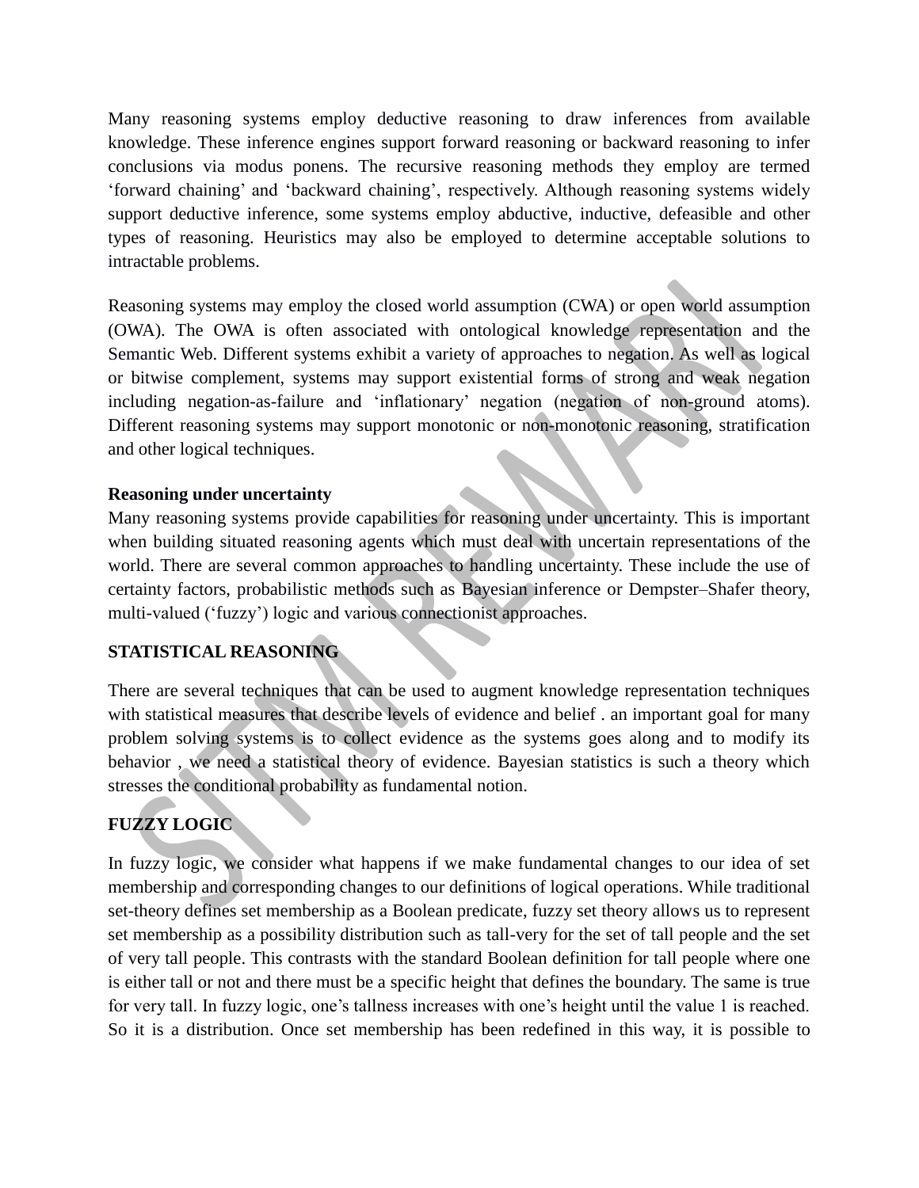Many reasoning systems employ deductive reasoning to draw inferences from available knowledge. These inference engines support forward reasoning or backward reasoning to infer conclusions via modus ponens. The recursive reasoning methods they employ are termed 'forward chaining' and 'backward chaining', respectively. Although reasoning systems widely support deductive inference, some systems employ abductive, inductive, defeasible and other types of reasoning. Heuristics may also be employed to determine acceptable solutions to intractable problems.

Reasoning systems may employ the closed world assumption (CWA) or open world assumption (OWA). The OWA is often associated with ontological knowledge representation and the Semantic Web. Different systems exhibit a variety of approaches to negation. As well as logical or bitwise complement, systems may support existential forms of strong and weak negation including negation-as-failure and 'inflationary' negation (negation of non-ground atoms). Different reasoning systems may support monotonic or non-monotonic reasoning, stratification and other logical techniques.

**Reasoning under uncertainty**

Many reasoning systems provide capabilities for reasoning under uncertainty. This is important when building situated reasoning agents which must deal with uncertain representations of the world. There are several common approaches to handling uncertainty. These include the use of certainty factors, probabilistic methods such as Bayesian inference or Dempster–Shafer theory, multi-valued ('fuzzy') logic and various connectionist approaches.

## STATISTICAL REASONING

There are several techniques that can be used to augment knowledge representation techniques with statistical measures that describe levels of evidence and belief . an important goal for many problem solving systems is to collect evidence as the systems goes along and to modify its behavior , we need a statistical theory of evidence. Bayesian statistics is such a theory which stresses the conditional probability as fundamental notion.

## FUZZY LOGIC

In fuzzy logic, we consider what happens if we make fundamental changes to our idea of set membership and corresponding changes to our definitions of logical operations. While traditional set-theory defines set membership as a Boolean predicate, fuzzy set theory allows us to represent set membership as a possibility distribution such as tall-very for the set of tall people and the set of very tall people. This contrasts with the standard Boolean definition for tall people where one is either tall or not and there must be a specific height that defines the boundary. The same is true for very tall. In fuzzy logic, one's tallness increases with one's height until the value 1 is reached. So it is a distribution. Once set membership has been redefined in this way, it is possible to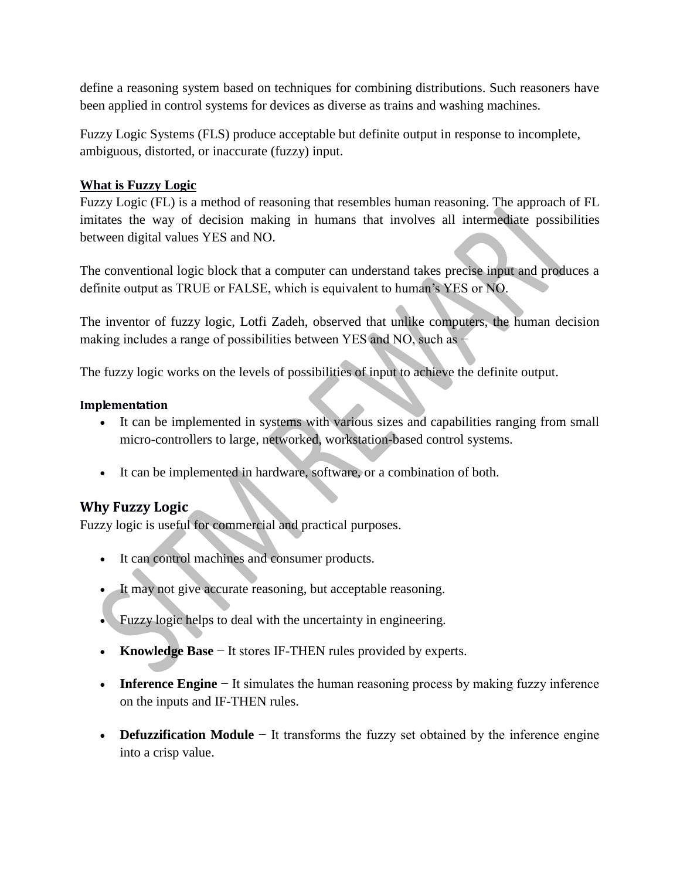define a reasoning system based on techniques for combining distributions. Such reasoners have been applied in control systems for devices as diverse as trains and washing machines.

Fuzzy Logic Systems (FLS) produce acceptable but definite output in response to incomplete, ambiguous, distorted, or inaccurate (fuzzy) input.

**What is Fuzzy Logic**

Fuzzy Logic (FL) is a method of reasoning that resembles human reasoning. The approach of FL imitates the way of decision making in humans that involves all intermediate possibilities between digital values YES and NO.

The conventional logic block that a computer can understand takes precise input and produces a definite output as TRUE or FALSE, which is equivalent to human's YES or NO.

The inventor of fuzzy logic, Lotfi Zadeh, observed that unlike computers, the human decision making includes a range of possibilities between YES and NO, such as −

The fuzzy logic works on the levels of possibilities of input to achieve the definite output.

**Implementation**

- It can be implemented in systems with various sizes and capabilities ranging from small micro-controllers to large, networked, workstation-based control systems.
- It can be implemented in hardware, software, or a combination of both.

## Why Fuzzy Logic

Fuzzy logic is useful for commercial and practical purposes.

- It can control machines and consumer products.
- It may not give accurate reasoning, but acceptable reasoning.
- Fuzzy logic helps to deal with the uncertainty in engineering.
- **Knowledge Base** − It stores IF-THEN rules provided by experts.
- **Inference Engine** − It simulates the human reasoning process by making fuzzy inference on the inputs and IF-THEN rules.
- **Defuzzification Module** − It transforms the fuzzy set obtained by the inference engine into a crisp value.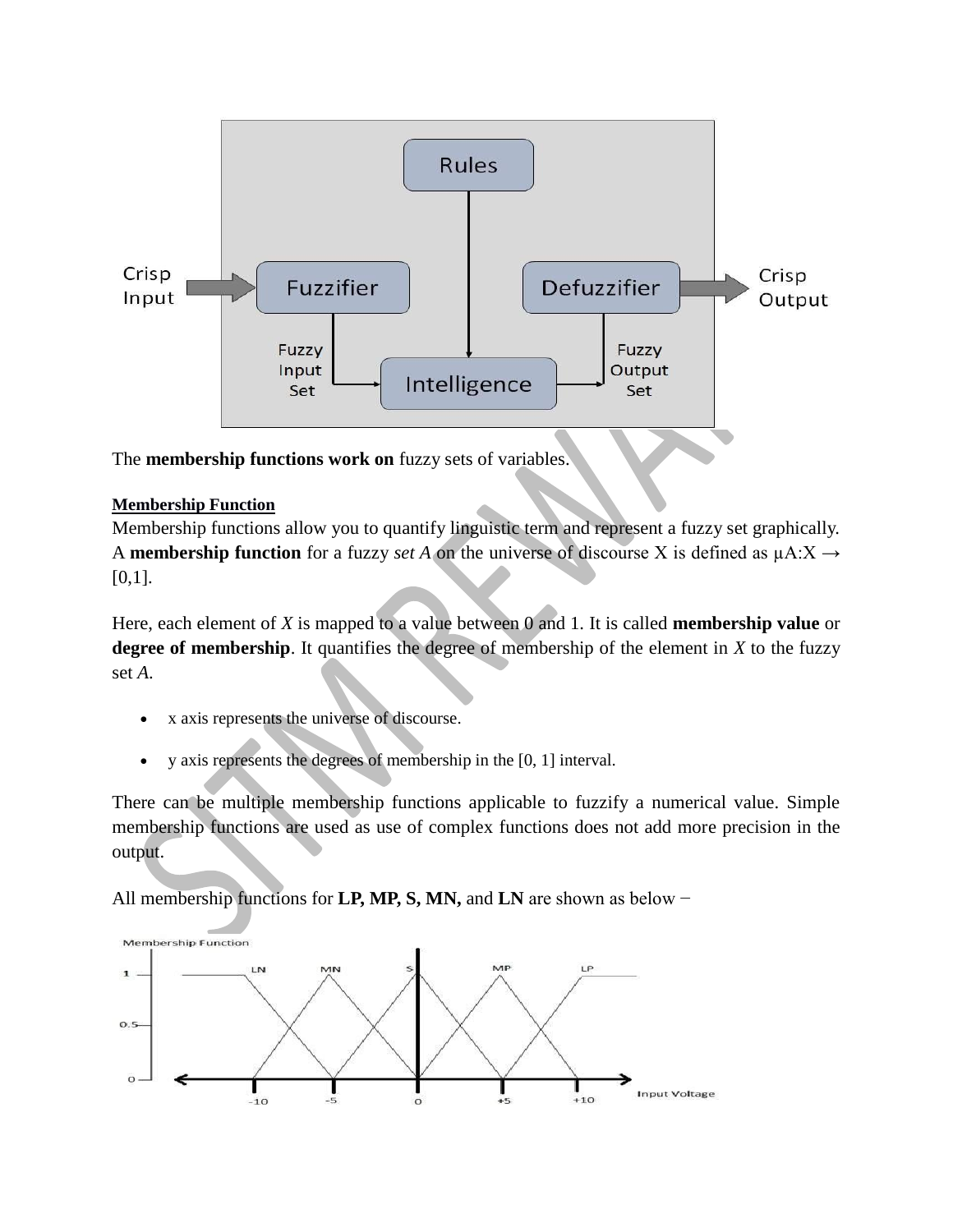The **membership functions work on** fuzzy sets of variables.

**Membership Function**

Membership functions allow you to quantify linguistic term and represent a fuzzy set graphically. A **membership function** for a fuzzy *set A* on the universe of discourse X is defined as $\mu A:X \rightarrow [0,1]$.

Here, each element of *X* is mapped to a value between 0 and 1. It is called **membership value** or **degree of membership**. It quantifies the degree of membership of the element in *X* to the fuzzy set *A.*

- x axis represents the universe of discourse.
- y axis represents the degrees of membership in the [0, 1] interval.

There can be multiple membership functions applicable to fuzzify a numerical value. Simple membership functions are used as use of complex functions does not add more precision in the output.

All membership functions for **LP, MP, S, MN,** and **LN** are shown as below −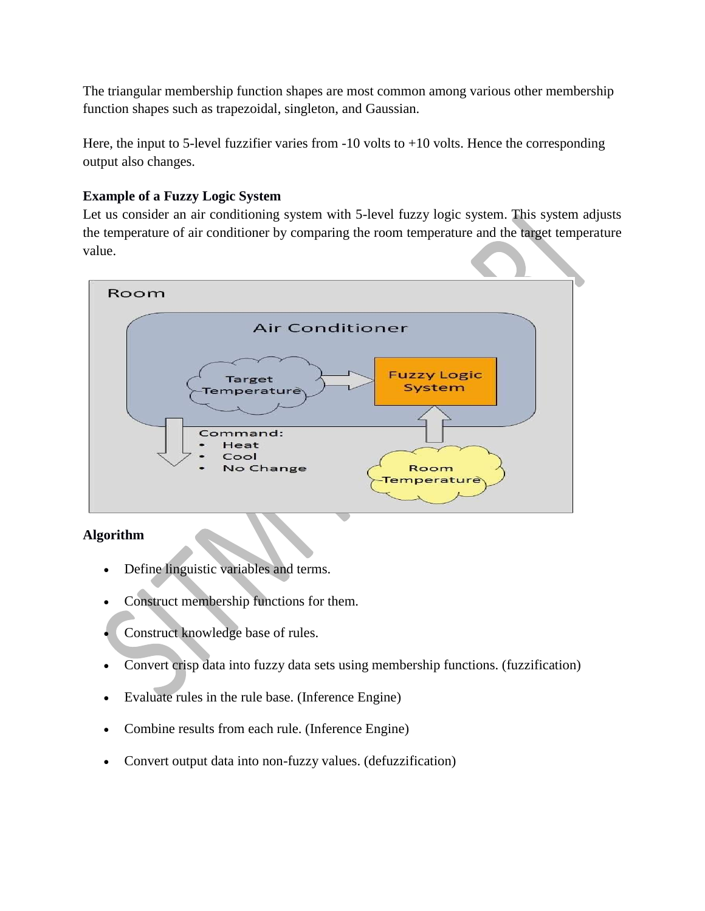The triangular membership function shapes are most common among various other membership function shapes such as trapezoidal, singleton, and Gaussian.

Here, the input to 5-level fuzzifier varies from -10 volts to +10 volts. Hence the corresponding output also changes.

**Example of a Fuzzy Logic System**

Let us consider an air conditioning system with 5-level fuzzy logic system. This system adjusts the temperature of air conditioner by comparing the room temperature and the target temperature value.

**Algorithm**

- Define linguistic variables and terms.
- Construct membership functions for them.
- Construct knowledge base of rules.
- Convert crisp data into fuzzy data sets using membership functions. (fuzzification)
- Evaluate rules in the rule base. (Inference Engine)
- Combine results from each rule. (Inference Engine)
- Convert output data into non-fuzzy values. (defuzzification)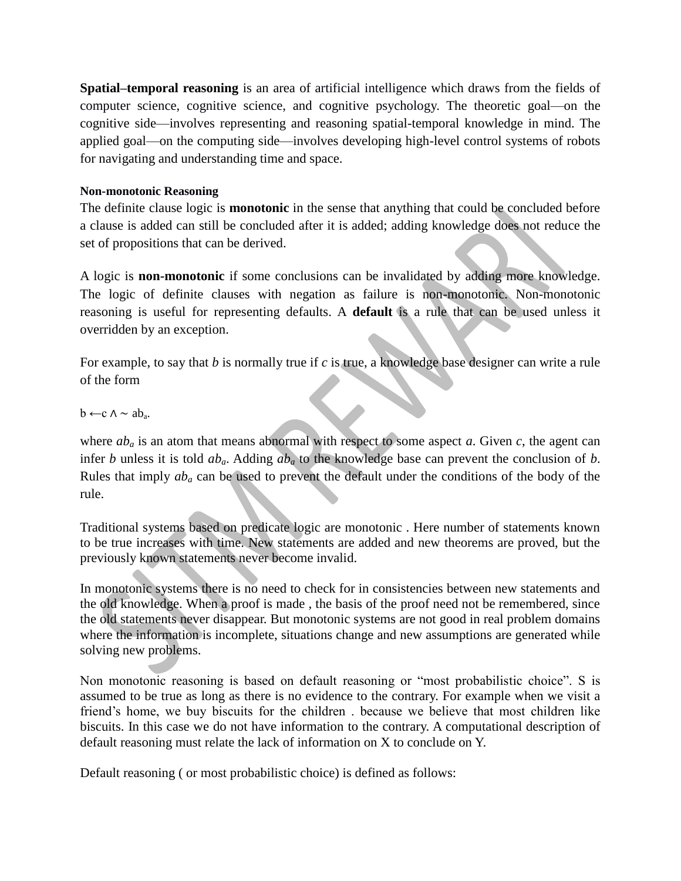**Spatial–temporal reasoning** is an area of artificial intelligence which draws from the fields of computer science, cognitive science, and cognitive psychology. The theoretic goal—on the cognitive side—involves representing and reasoning spatial-temporal knowledge in mind. The applied goal—on the computing side—involves developing high-level control systems of robots for navigating and understanding time and space.

### Non-monotonic Reasoning

The definite clause logic is **monotonic** in the sense that anything that could be concluded before a clause is added can still be concluded after it is added; adding knowledge does not reduce the set of propositions that can be derived.

A logic is **non-monotonic** if some conclusions can be invalidated by adding more knowledge. The logic of definite clauses with negation as failure is non-monotonic. Non-monotonic reasoning is useful for representing defaults. A **default** is a rule that can be used unless it overridden by an exception.

For example, to say that *b* is normally true if *c* is true, a knowledge base designer can write a rule of the form

$b \leftarrow c \wedge \sim ab_a$.

where $ab_a$ is an atom that means abnormal with respect to some aspect *a*. Given *c*, the agent can infer *b* unless it is told $ab_a$. Adding $ab_a$ to the knowledge base can prevent the conclusion of *b*. Rules that imply $ab_a$ can be used to prevent the default under the conditions of the body of the rule.

Traditional systems based on predicate logic are monotonic . Here number of statements known to be true increases with time. New statements are added and new theorems are proved, but the previously known statements never become invalid.

In monotonic systems there is no need to check for in consistencies between new statements and the old knowledge. When a proof is made , the basis of the proof need not be remembered, since the old statements never disappear. But monotonic systems are not good in real problem domains where the information is incomplete, situations change and new assumptions are generated while solving new problems.

Non monotonic reasoning is based on default reasoning or "most probabilistic choice". S is assumed to be true as long as there is no evidence to the contrary. For example when we visit a friend's home, we buy biscuits for the children . because we believe that most children like biscuits. In this case we do not have information to the contrary. A computational description of default reasoning must relate the lack of information on X to conclude on Y.

Default reasoning ( or most probabilistic choice) is defined as follows: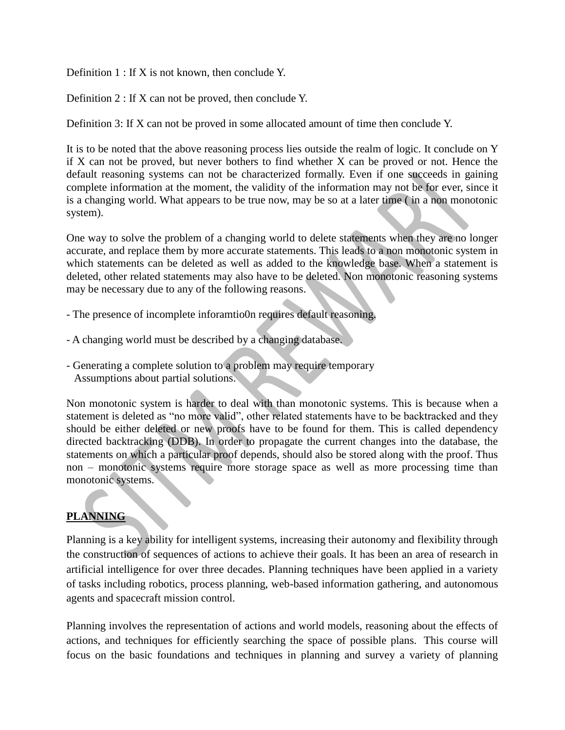Definition 1 : If X is not known, then conclude Y.

Definition 2 : If X can not be proved, then conclude Y.

Definition 3: If X can not be proved in some allocated amount of time then conclude Y.

It is to be noted that the above reasoning process lies outside the realm of logic. It conclude on Y if X can not be proved, but never bothers to find whether X can be proved or not. Hence the default reasoning systems can not be characterized formally. Even if one succeeds in gaining complete information at the moment, the validity of the information may not be for ever, since it is a changing world. What appears to be true now, may be so at a later time ( in a non monotonic system).

One way to solve the problem of a changing world to delete statements when they are no longer accurate, and replace them by more accurate statements. This leads to a non monotonic system in which statements can be deleted as well as added to the knowledge base. When a statement is deleted, other related statements may also have to be deleted. Non monotonic reasoning systems may be necessary due to any of the following reasons.

- The presence of incomplete inforamtio0n requires default reasoning.

- A changing world must be described by a changing database.

- Generating a complete solution to a problem may require temporary Assumptions about partial solutions.

Non monotonic system is harder to deal with than monotonic systems. This is because when a statement is deleted as “no more valid”, other related statements have to be backtracked and they should be either deleted or new proofs have to be found for them. This is called dependency directed backtracking (DDB). In order to propagate the current changes into the database, the statements on which a particular proof depends, should also be stored along with the proof. Thus non – monotonic systems require more storage space as well as more processing time than monotonic systems.

## PLANNING

Planning is a key ability for intelligent systems, increasing their autonomy and flexibility through the construction of sequences of actions to achieve their goals. It has been an area of research in artificial intelligence for over three decades. Planning techniques have been applied in a variety of tasks including robotics, process planning, web-based information gathering, and autonomous agents and spacecraft mission control.

Planning involves the representation of actions and world models, reasoning about the effects of actions, and techniques for efficiently searching the space of possible plans. This course will focus on the basic foundations and techniques in planning and survey a variety of planning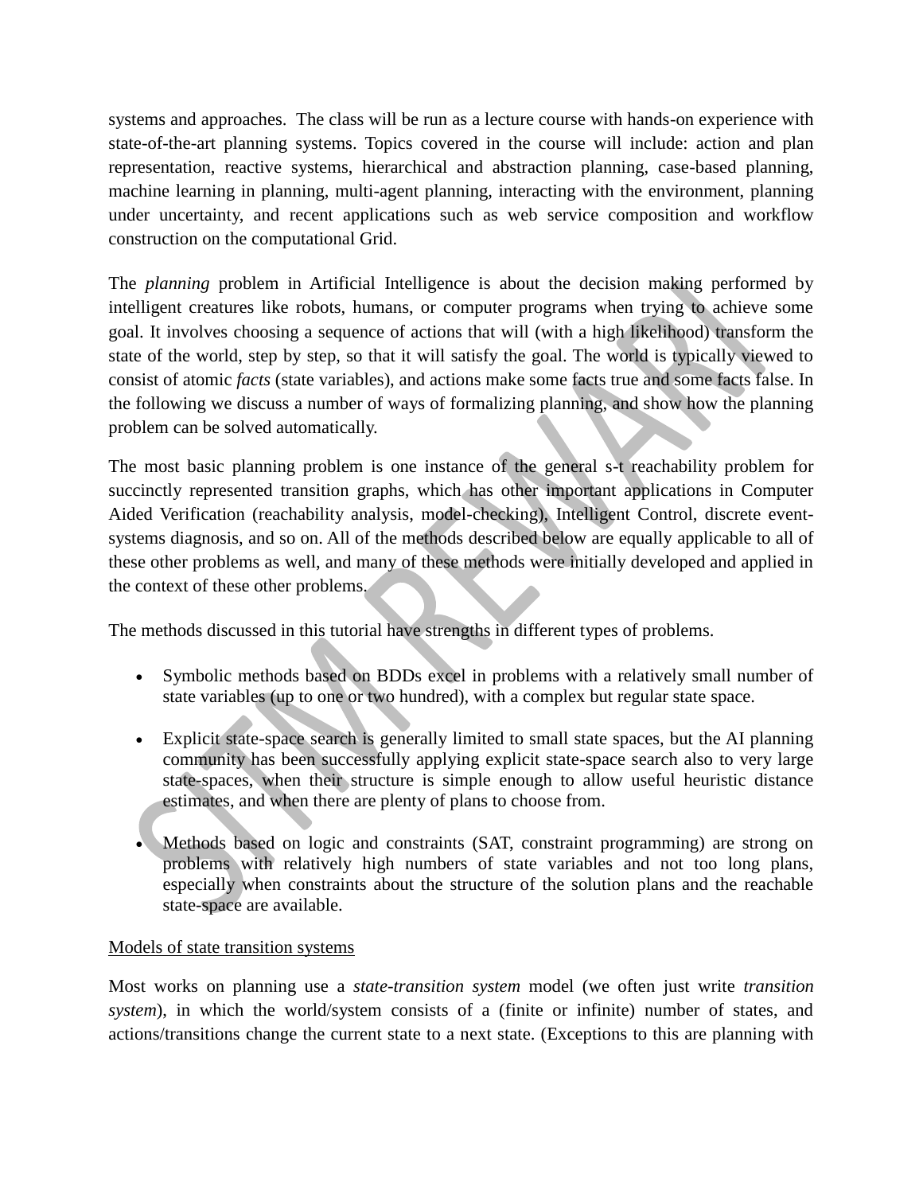systems and approaches. The class will be run as a lecture course with hands-on experience with state-of-the-art planning systems. Topics covered in the course will include: action and plan representation, reactive systems, hierarchical and abstraction planning, case-based planning, machine learning in planning, multi-agent planning, interacting with the environment, planning under uncertainty, and recent applications such as web service composition and workflow construction on the computational Grid.

The *planning* problem in Artificial Intelligence is about the decision making performed by intelligent creatures like robots, humans, or computer programs when trying to achieve some goal. It involves choosing a sequence of actions that will (with a high likelihood) transform the state of the world, step by step, so that it will satisfy the goal. The world is typically viewed to consist of atomic *facts* (state variables), and actions make some facts true and some facts false. In the following we discuss a number of ways of formalizing planning, and show how the planning problem can be solved automatically.

The most basic planning problem is one instance of the general s-t reachability problem for succinctly represented transition graphs, which has other important applications in Computer Aided Verification (reachability analysis, model-checking), Intelligent Control, discrete event-systems diagnosis, and so on. All of the methods described below are equally applicable to all of these other problems as well, and many of these methods were initially developed and applied in the context of these other problems.

The methods discussed in this tutorial have strengths in different types of problems.

- Symbolic methods based on BDDs excel in problems with a relatively small number of state variables (up to one or two hundred), with a complex but regular state space.
- Explicit state-space search is generally limited to small state spaces, but the AI planning community has been successfully applying explicit state-space search also to very large state-spaces, when their structure is simple enough to allow useful heuristic distance estimates, and when there are plenty of plans to choose from.
- Methods based on logic and constraints (SAT, constraint programming) are strong on problems with relatively high numbers of state variables and not too long plans, especially when constraints about the structure of the solution plans and the reachable state-space are available.

<u>Models of state transition systems</u>

Most works on planning use a *state-transition system* model (we often just write *transition system*), in which the world/system consists of a (finite or infinite) number of states, and actions/transitions change the current state to a next state. (Exceptions to this are planning with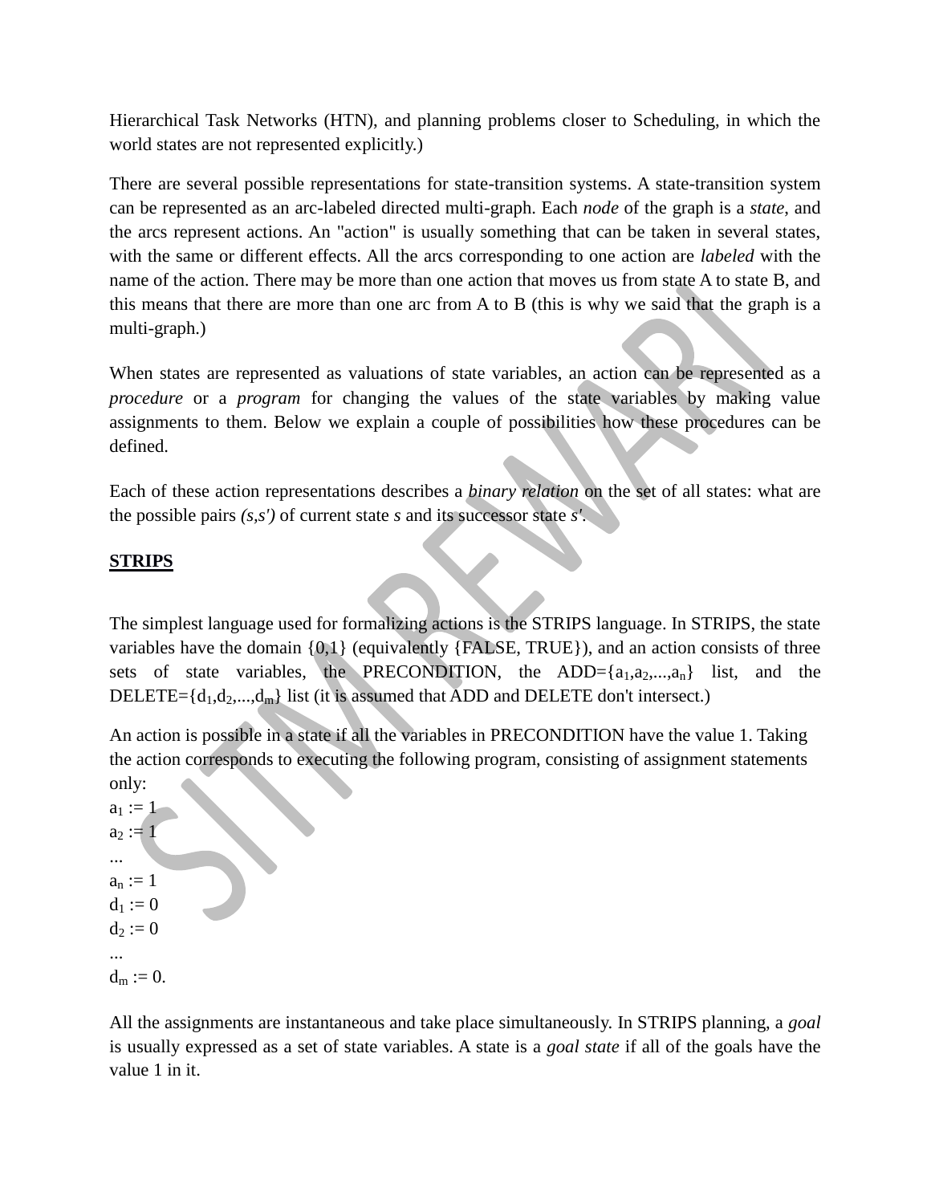Hierarchical Task Networks (HTN), and planning problems closer to Scheduling, in which the world states are not represented explicitly.)

There are several possible representations for state-transition systems. A state-transition system can be represented as an arc-labeled directed multi-graph. Each *node* of the graph is a *state*, and the arcs represent actions. An "action" is usually something that can be taken in several states, with the same or different effects. All the arcs corresponding to one action are *labeled* with the name of the action. There may be more than one action that moves us from state A to state B, and this means that there are more than one arc from A to B (this is why we said that the graph is a multi-graph.)

When states are represented as valuations of state variables, an action can be represented as a *procedure* or a *program* for changing the values of the state variables by making value assignments to them. Below we explain a couple of possibilities how these procedures can be defined.

Each of these action representations describes a *binary relation* on the set of all states: what are the possible pairs *(s,s')* of current state *s* and its successor state *s'*.

**STRIPS**

The simplest language used for formalizing actions is the STRIPS language. In STRIPS, the state variables have the domain {0,1} (equivalently {FALSE, TRUE}), and an action consists of three sets of state variables, the PRECONDITION, the ADD={$a_1$,$a_2$,...,$a_n$} list, and the DELETE={$d_1$,$d_2$,...,$d_m$} list (it is assumed that ADD and DELETE don't intersect.)

An action is possible in a state if all the variables in PRECONDITION have the value 1. Taking the action corresponds to executing the following program, consisting of assignment statements only:

$a_1$ := 1
$a_2$ := 1
...
$a_n$ := 1
$d_1$ := 0
$d_2$ := 0
...
$d_m$ := 0.

All the assignments are instantaneous and take place simultaneously. In STRIPS planning, a *goal* is usually expressed as a set of state variables. A state is a *goal state* if all of the goals have the value 1 in it.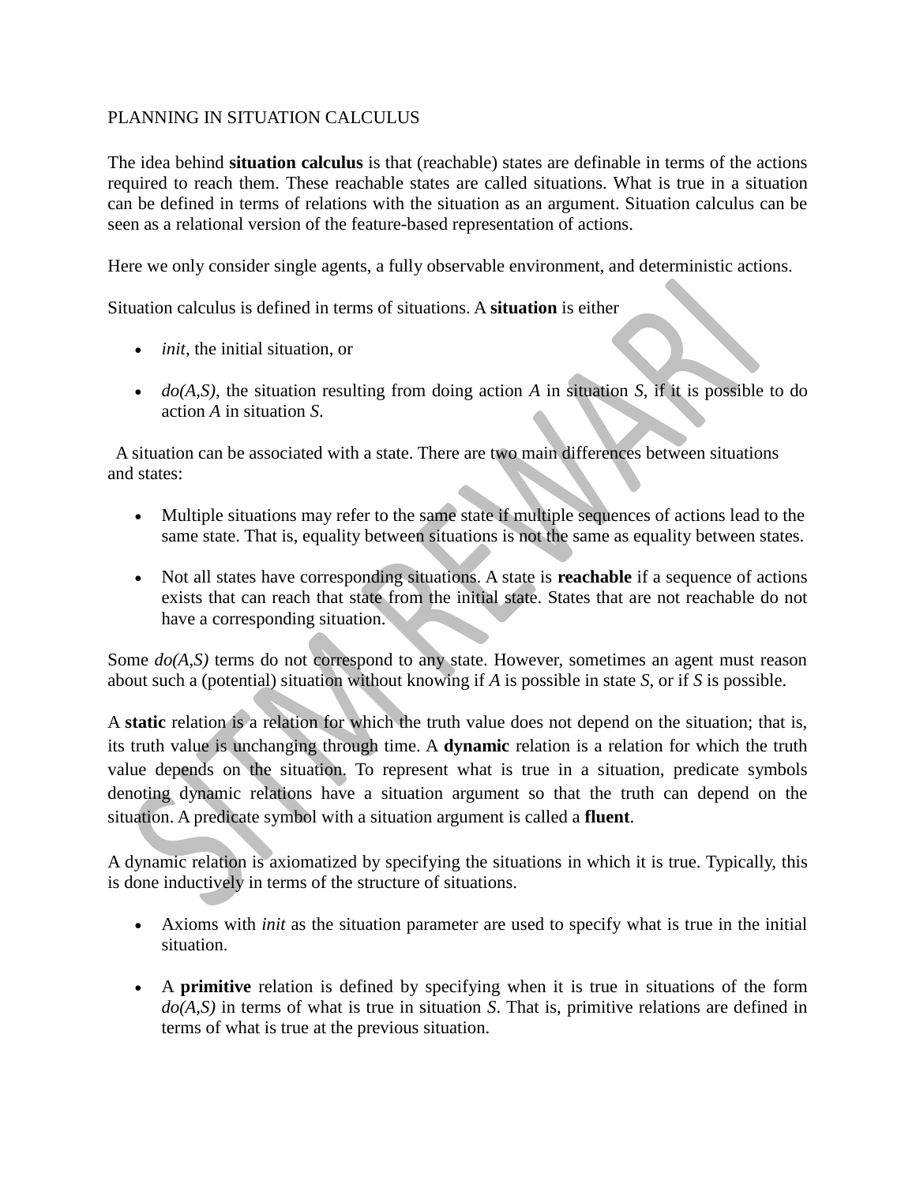PLANNING IN SITUATION CALCULUS

The idea behind **situation calculus** is that (reachable) states are definable in terms of the actions required to reach them. These reachable states are called situations. What is true in a situation can be defined in terms of relations with the situation as an argument. Situation calculus can be seen as a relational version of the feature-based representation of actions.

Here we only consider single agents, a fully observable environment, and deterministic actions.

Situation calculus is defined in terms of situations. A **situation** is either

- *init*, the initial situation, or
- *do(A,S)*, the situation resulting from doing action *A* in situation *S*, if it is possible to do action *A* in situation *S*.

A situation can be associated with a state. There are two main differences between situations and states:

- Multiple situations may refer to the same state if multiple sequences of actions lead to the same state. That is, equality between situations is not the same as equality between states.
- Not all states have corresponding situations. A state is **reachable** if a sequence of actions exists that can reach that state from the initial state. States that are not reachable do not have a corresponding situation.

Some *do(A,S)* terms do not correspond to any state. However, sometimes an agent must reason about such a (potential) situation without knowing if *A* is possible in state *S*, or if *S* is possible.

A **static** relation is a relation for which the truth value does not depend on the situation; that is, its truth value is unchanging through time. A **dynamic** relation is a relation for which the truth value depends on the situation. To represent what is true in a situation, predicate symbols denoting dynamic relations have a situation argument so that the truth can depend on the situation. A predicate symbol with a situation argument is called a **fluent**.

A dynamic relation is axiomatized by specifying the situations in which it is true. Typically, this is done inductively in terms of the structure of situations.

- Axioms with *init* as the situation parameter are used to specify what is true in the initial situation.
- A **primitive** relation is defined by specifying when it is true in situations of the form *do(A,S)* in terms of what is true in situation *S*. That is, primitive relations are defined in terms of what is true at the previous situation.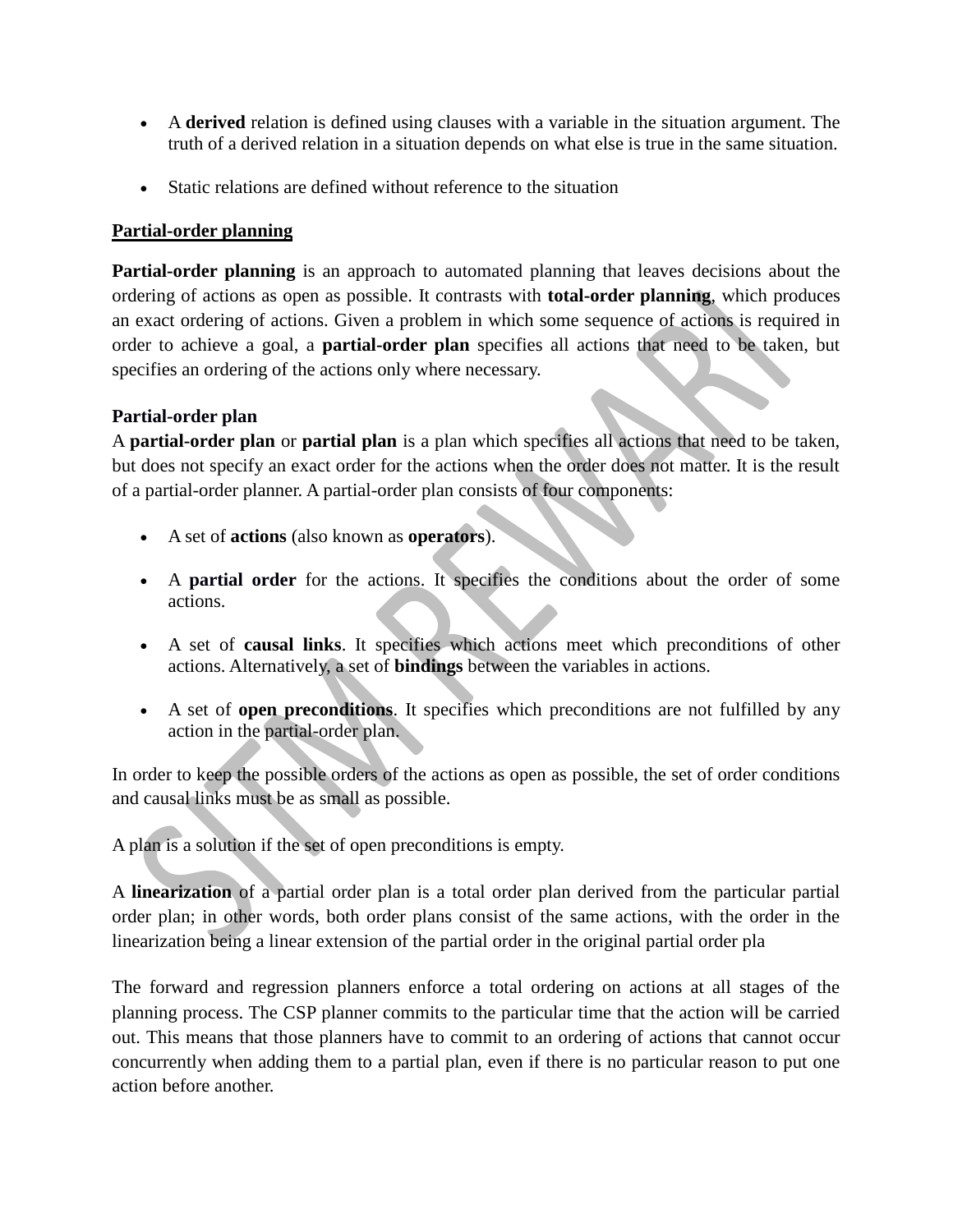- A **derived** relation is defined using clauses with a variable in the situation argument. The truth of a derived relation in a situation depends on what else is true in the same situation.

- Static relations are defined without reference to the situation

## Partial-order planning

**Partial-order planning** is an approach to automated planning that leaves decisions about the ordering of actions as open as possible. It contrasts with **total-order planning**, which produces an exact ordering of actions. Given a problem in which some sequence of actions is required in order to achieve a goal, a **partial-order plan** specifies all actions that need to be taken, but specifies an ordering of the actions only where necessary.

### Partial-order plan

A **partial-order plan** or **partial plan** is a plan which specifies all actions that need to be taken, but does not specify an exact order for the actions when the order does not matter. It is the result of a partial-order planner. A partial-order plan consists of four components:

- A set of **actions** (also known as **operators**).

- A **partial order** for the actions. It specifies the conditions about the order of some actions.

- A set of **causal links**. It specifies which actions meet which preconditions of other actions. Alternatively, a set of **bindings** between the variables in actions.

- A set of **open preconditions**. It specifies which preconditions are not fulfilled by any action in the partial-order plan.

In order to keep the possible orders of the actions as open as possible, the set of order conditions and causal links must be as small as possible.

A plan is a solution if the set of open preconditions is empty.

A **linearization** of a partial order plan is a total order plan derived from the particular partial order plan; in other words, both order plans consist of the same actions, with the order in the linearization being a linear extension of the partial order in the original partial order pla

The forward and regression planners enforce a total ordering on actions at all stages of the planning process. The CSP planner commits to the particular time that the action will be carried out. This means that those planners have to commit to an ordering of actions that cannot occur concurrently when adding them to a partial plan, even if there is no particular reason to put one action before another.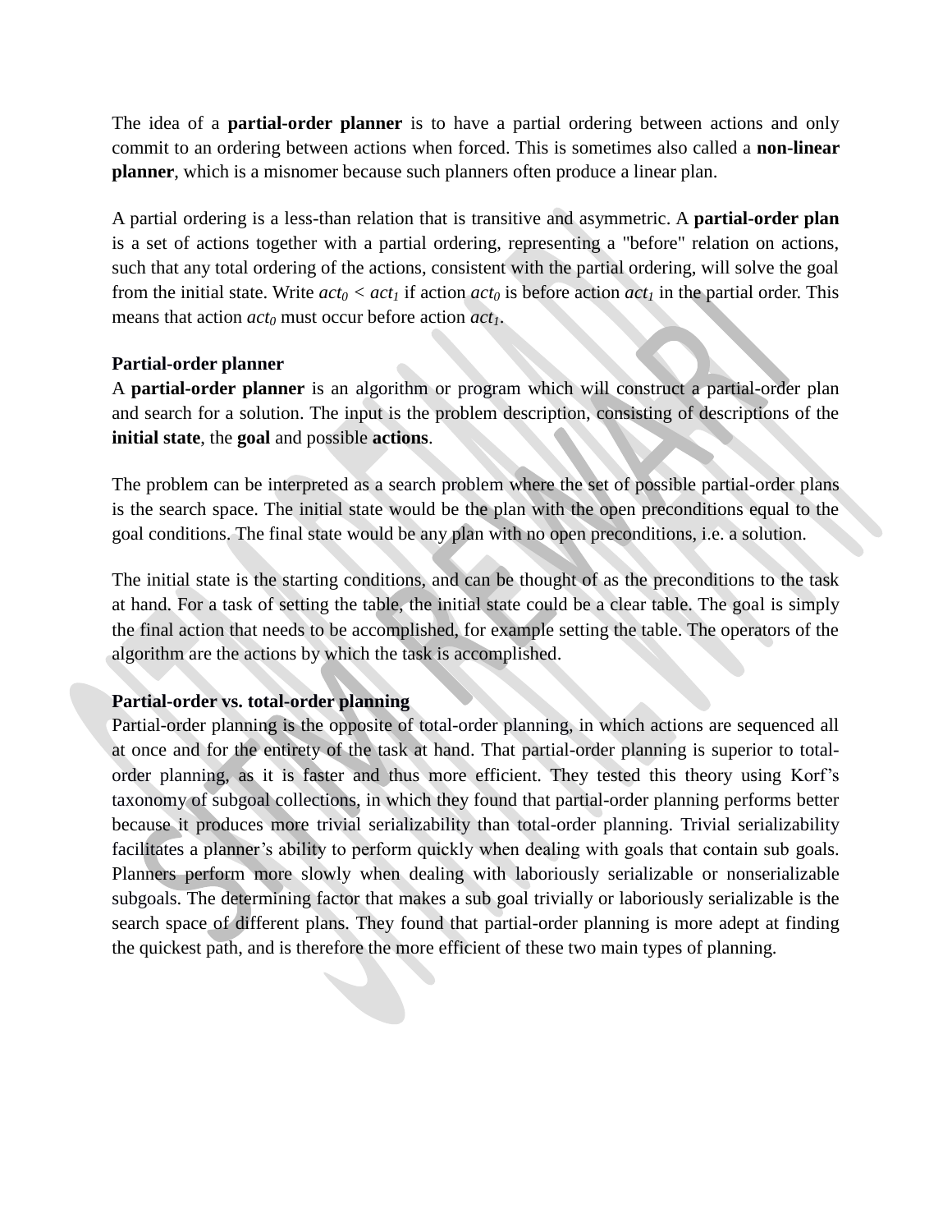The idea of a **partial-order planner** is to have a partial ordering between actions and only commit to an ordering between actions when forced. This is sometimes also called a **non-linear planner**, which is a misnomer because such planners often produce a linear plan.

A partial ordering is a less-than relation that is transitive and asymmetric. A **partial-order plan** is a set of actions together with a partial ordering, representing a "before" relation on actions, such that any total ordering of the actions, consistent with the partial ordering, will solve the goal from the initial state. Write $act_0 < act_1$ if action $act_0$ is before action $act_1$ in the partial order. This means that action $act_0$ must occur before action $act_1$.

### Partial-order planner

A **partial-order planner** is an algorithm or program which will construct a partial-order plan and search for a solution. The input is the problem description, consisting of descriptions of the **initial state**, the **goal** and possible **actions**.

The problem can be interpreted as a search problem where the set of possible partial-order plans is the search space. The initial state would be the plan with the open preconditions equal to the goal conditions. The final state would be any plan with no open preconditions, i.e. a solution.

The initial state is the starting conditions, and can be thought of as the preconditions to the task at hand. For a task of setting the table, the initial state could be a clear table. The goal is simply the final action that needs to be accomplished, for example setting the table. The operators of the algorithm are the actions by which the task is accomplished.

### Partial-order vs. total-order planning

Partial-order planning is the opposite of total-order planning, in which actions are sequenced all at once and for the entirety of the task at hand. That partial-order planning is superior to total-order planning, as it is faster and thus more efficient. They tested this theory using Korf's taxonomy of subgoal collections, in which they found that partial-order planning performs better because it produces more trivial serializability than total-order planning. Trivial serializability facilitates a planner's ability to perform quickly when dealing with goals that contain sub goals. Planners perform more slowly when dealing with laboriously serializable or nonserializable subgoals. The determining factor that makes a sub goal trivially or laboriously serializable is the search space of different plans. They found that partial-order planning is more adept at finding the quickest path, and is therefore the more efficient of these two main types of planning.